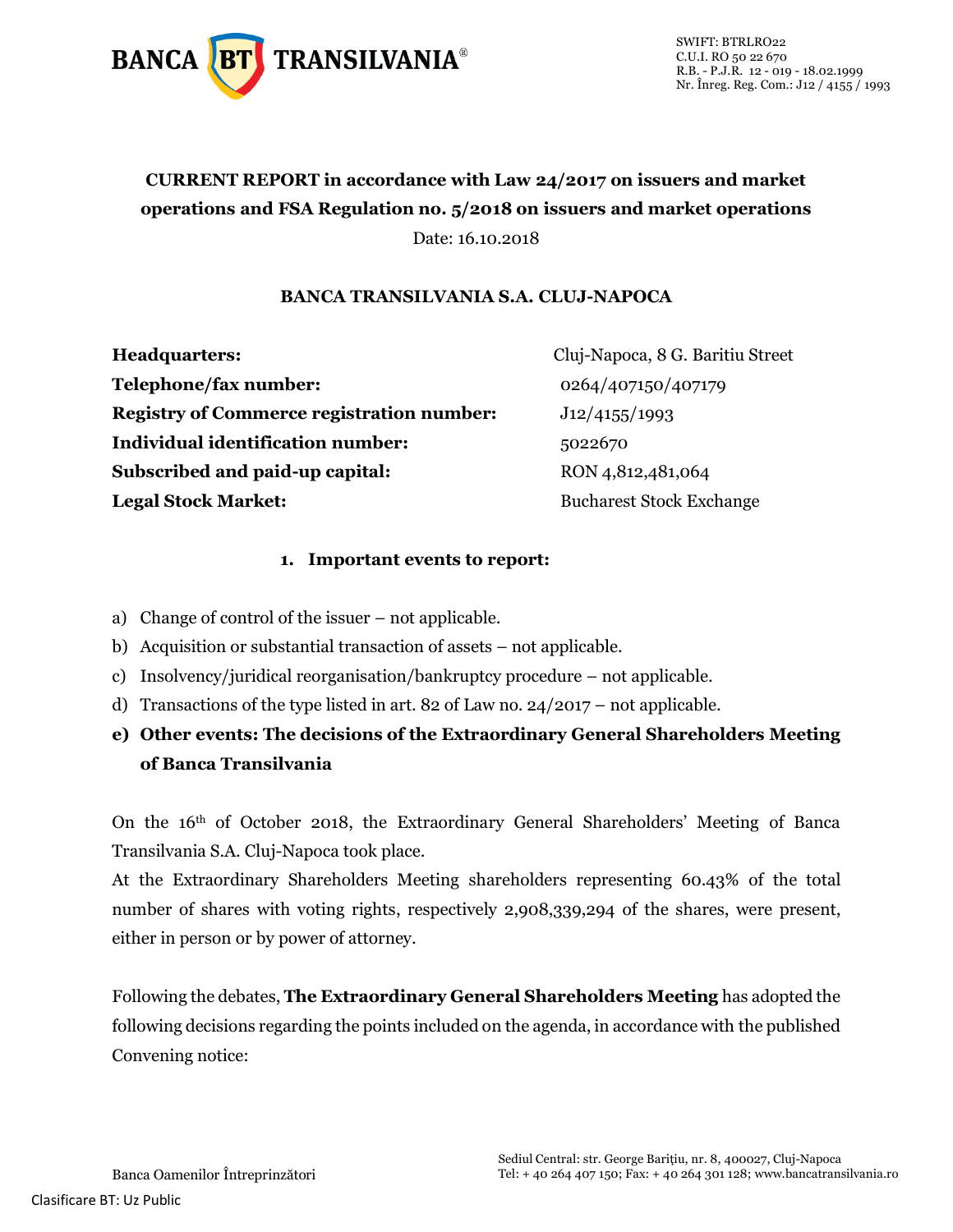SWIFT: BTRLRO22
C.U.I. RO 50 22 670
R.B. - P.J.R. 12 - 019 - 18.02.1999
Nr. Înreg. Reg. Com.: J12 / 4155 / 1993

**CURRENT REPORT in accordance with Law 24/2017 on issuers and market operations and FSA Regulation no. 5/2018 on issuers and market operations**

Date: 16.10.2018

**BANCA TRANSILVANIA S.A. CLUJ-NAPOCA**

| | |
|---|---|
| **Headquarters:** | Cluj-Napoca, 8 G. Baritiu Street |
| **Telephone/fax number:** | 0264/407150/407179 |
| **Registry of Commerce registration number:** | J12/4155/1993 |
| **Individual identification number:** | 5022670 |
| **Subscribed and paid-up capital:** | RON 4,812,481,064 |
| **Legal Stock Market:** | Bucharest Stock Exchange |

**1. Important events to report:**

a) Change of control of the issuer – not applicable.
b) Acquisition or substantial transaction of assets – not applicable.
c) Insolvency/juridical reorganisation/bankruptcy procedure – not applicable.
d) Transactions of the type listed in art. 82 of Law no. 24/2017 – not applicable.
**e) Other events: The decisions of the Extraordinary General Shareholders Meeting of Banca Transilvania**

On the 16th of October 2018, the Extraordinary General Shareholders' Meeting of Banca Transilvania S.A. Cluj-Napoca took place.
At the Extraordinary Shareholders Meeting shareholders representing 60.43% of the total number of shares with voting rights, respectively 2,908,339,294 of the shares, were present, either in person or by power of attorney.

Following the debates, **The Extraordinary General Shareholders Meeting** has adopted the following decisions regarding the points included on the agenda, in accordance with the published Convening notice: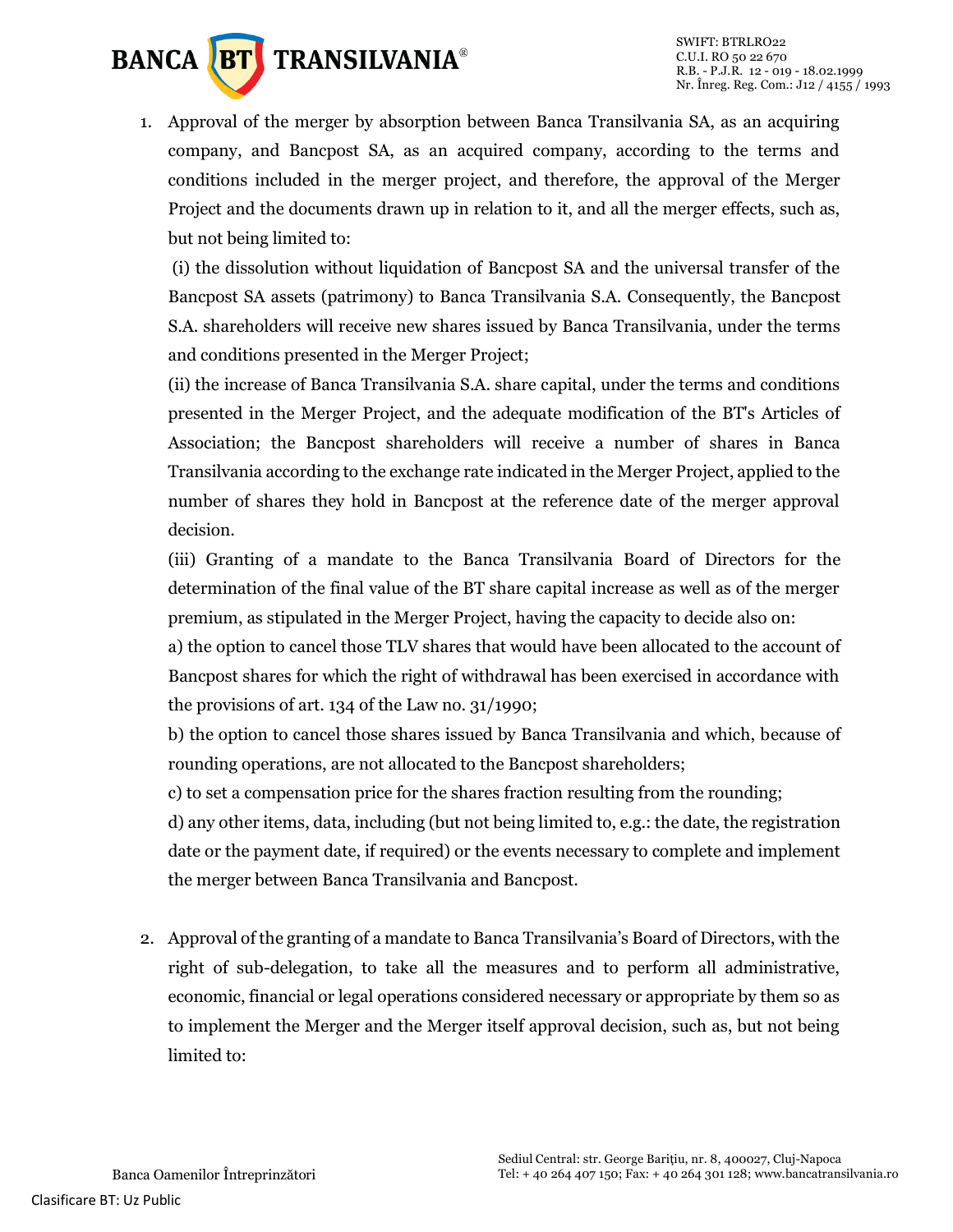1. Approval of the merger by absorption between Banca Transilvania SA, as an acquiring company, and Bancpost SA, as an acquired company, according to the terms and conditions included in the merger project, and therefore, the approval of the Merger Project and the documents drawn up in relation to it, and all the merger effects, such as, but not being limited to:

   (i) the dissolution without liquidation of Bancpost SA and the universal transfer of the Bancpost SA assets (patrimony) to Banca Transilvania S.A. Consequently, the Bancpost S.A. shareholders will receive new shares issued by Banca Transilvania, under the terms and conditions presented in the Merger Project;

   (ii) the increase of Banca Transilvania S.A. share capital, under the terms and conditions presented in the Merger Project, and the adequate modification of the BT's Articles of Association; the Bancpost shareholders will receive a number of shares in Banca Transilvania according to the exchange rate indicated in the Merger Project, applied to the number of shares they hold in Bancpost at the reference date of the merger approval decision.

   (iii) Granting of a mandate to the Banca Transilvania Board of Directors for the determination of the final value of the BT share capital increase as well as of the merger premium, as stipulated in the Merger Project, having the capacity to decide also on:

   a) the option to cancel those TLV shares that would have been allocated to the account of Bancpost shares for which the right of withdrawal has been exercised in accordance with the provisions of art. 134 of the Law no. 31/1990;

   b) the option to cancel those shares issued by Banca Transilvania and which, because of rounding operations, are not allocated to the Bancpost shareholders;

   c) to set a compensation price for the shares fraction resulting from the rounding;

   d) any other items, data, including (but not being limited to, e.g.: the date, the registration date or the payment date, if required) or the events necessary to complete and implement the merger between Banca Transilvania and Bancpost.

2. Approval of the granting of a mandate to Banca Transilvania's Board of Directors, with the right of sub-delegation, to take all the measures and to perform all administrative, economic, financial or legal operations considered necessary or appropriate by them so as to implement the Merger and the Merger itself approval decision, such as, but not being limited to: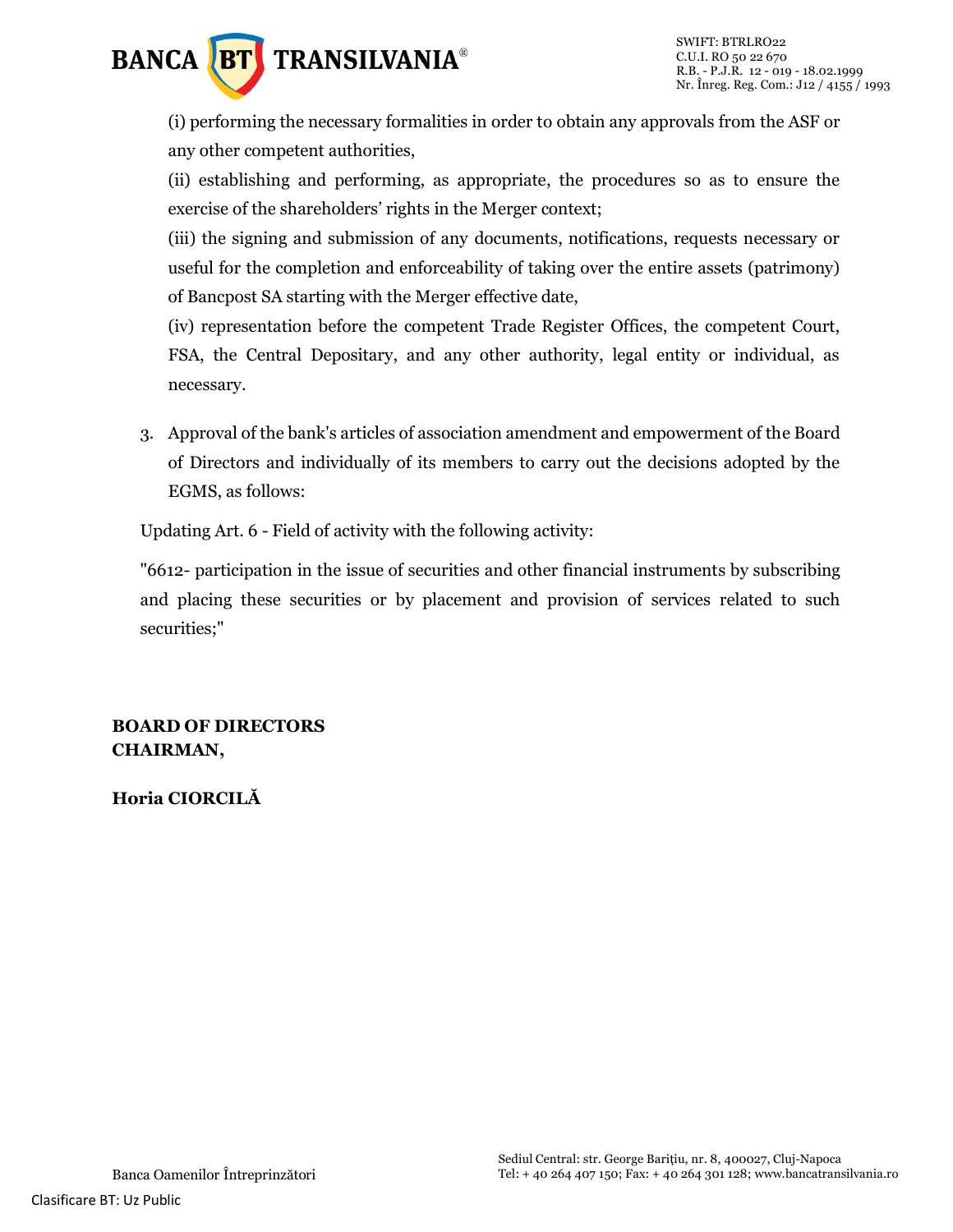(i) performing the necessary formalities in order to obtain any approvals from the ASF or any other competent authorities,

(ii) establishing and performing, as appropriate, the procedures so as to ensure the exercise of the shareholders' rights in the Merger context;

(iii) the signing and submission of any documents, notifications, requests necessary or useful for the completion and enforceability of taking over the entire assets (patrimony) of Bancpost SA starting with the Merger effective date,

(iv) representation before the competent Trade Register Offices, the competent Court, FSA, the Central Depositary, and any other authority, legal entity or individual, as necessary.

3. Approval of the bank's articles of association amendment and empowerment of the Board of Directors and individually of its members to carry out the decisions adopted by the EGMS, as follows:

Updating Art. 6 - Field of activity with the following activity:

"6612- participation in the issue of securities and other financial instruments by subscribing and placing these securities or by placement and provision of services related to such securities;"

**BOARD OF DIRECTORS**
**CHAIRMAN,**

**Horia CIORCILĂ**